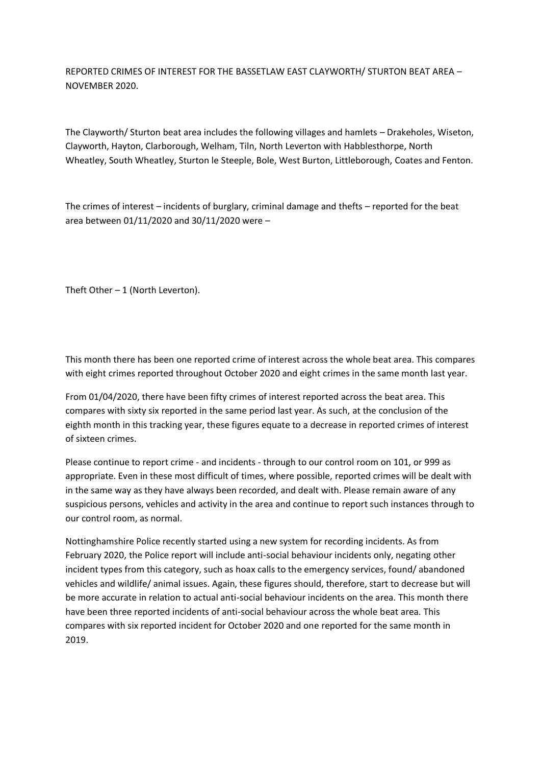REPORTED CRIMES OF INTEREST FOR THE BASSETLAW EAST CLAYWORTH/ STURTON BEAT AREA – NOVEMBER 2020.

The Clayworth/ Sturton beat area includes the following villages and hamlets – Drakeholes, Wiseton, Clayworth, Hayton, Clarborough, Welham, Tiln, North Leverton with Habblesthorpe, North Wheatley, South Wheatley, Sturton le Steeple, Bole, West Burton, Littleborough, Coates and Fenton.

The crimes of interest – incidents of burglary, criminal damage and thefts – reported for the beat area between 01/11/2020 and 30/11/2020 were –

Theft Other – 1 (North Leverton).

This month there has been one reported crime of interest across the whole beat area. This compares with eight crimes reported throughout October 2020 and eight crimes in the same month last year.

From 01/04/2020, there have been fifty crimes of interest reported across the beat area. This compares with sixty six reported in the same period last year. As such, at the conclusion of the eighth month in this tracking year, these figures equate to a decrease in reported crimes of interest of sixteen crimes.

Please continue to report crime - and incidents - through to our control room on 101, or 999 as appropriate. Even in these most difficult of times, where possible, reported crimes will be dealt with in the same way as they have always been recorded, and dealt with. Please remain aware of any suspicious persons, vehicles and activity in the area and continue to report such instances through to our control room, as normal.

Nottinghamshire Police recently started using a new system for recording incidents. As from February 2020, the Police report will include anti-social behaviour incidents only, negating other incident types from this category, such as hoax calls to the emergency services, found/ abandoned vehicles and wildlife/ animal issues. Again, these figures should, therefore, start to decrease but will be more accurate in relation to actual anti-social behaviour incidents on the area. This month there have been three reported incidents of anti-social behaviour across the whole beat area. This compares with six reported incident for October 2020 and one reported for the same month in 2019.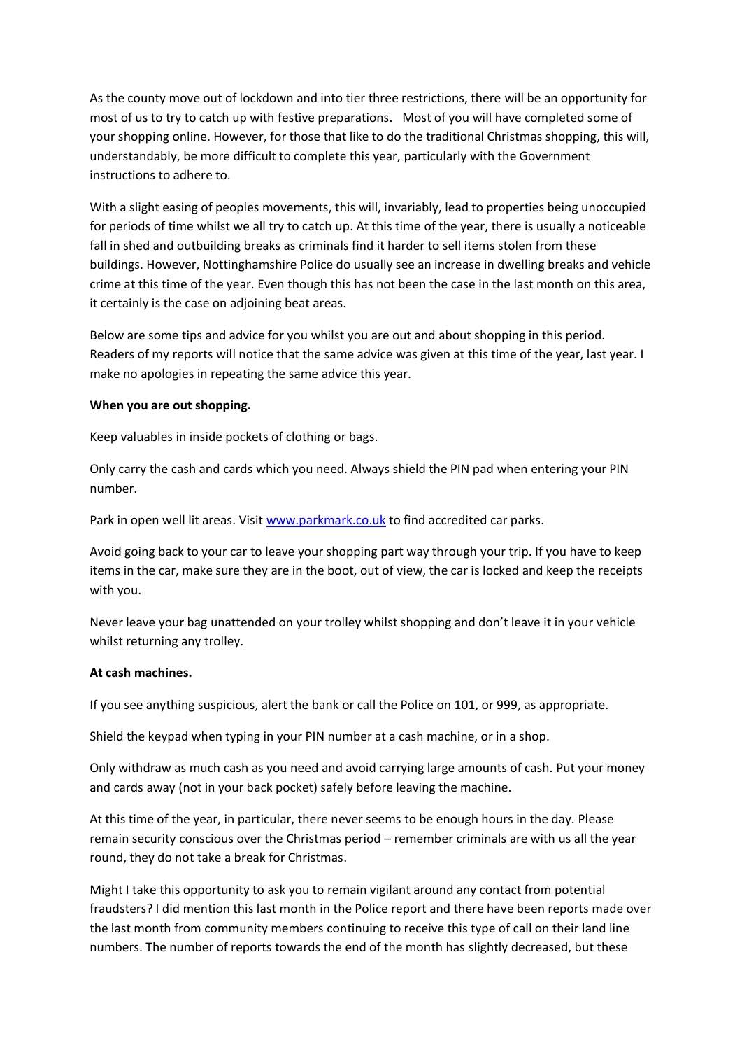As the county move out of lockdown and into tier three restrictions, there will be an opportunity for most of us to try to catch up with festive preparations. Most of you will have completed some of your shopping online. However, for those that like to do the traditional Christmas shopping, this will, understandably, be more difficult to complete this year, particularly with the Government instructions to adhere to.

With a slight easing of peoples movements, this will, invariably, lead to properties being unoccupied for periods of time whilst we all try to catch up. At this time of the year, there is usually a noticeable fall in shed and outbuilding breaks as criminals find it harder to sell items stolen from these buildings. However, Nottinghamshire Police do usually see an increase in dwelling breaks and vehicle crime at this time of the year. Even though this has not been the case in the last month on this area, it certainly is the case on adjoining beat areas.

Below are some tips and advice for you whilst you are out and about shopping in this period. Readers of my reports will notice that the same advice was given at this time of the year, last year. I make no apologies in repeating the same advice this year.

**When you are out shopping.**

Keep valuables in inside pockets of clothing or bags.

Only carry the cash and cards which you need. Always shield the PIN pad when entering your PIN number.

Park in open well lit areas. Visit [www.parkmark.co.uk](www.parkmark.co.uk) to find accredited car parks.

Avoid going back to your car to leave your shopping part way through your trip. If you have to keep items in the car, make sure they are in the boot, out of view, the car is locked and keep the receipts with you.

Never leave your bag unattended on your trolley whilst shopping and don't leave it in your vehicle whilst returning any trolley.

**At cash machines.**

If you see anything suspicious, alert the bank or call the Police on 101, or 999, as appropriate.

Shield the keypad when typing in your PIN number at a cash machine, or in a shop.

Only withdraw as much cash as you need and avoid carrying large amounts of cash. Put your money and cards away (not in your back pocket) safely before leaving the machine.

At this time of the year, in particular, there never seems to be enough hours in the day. Please remain security conscious over the Christmas period – remember criminals are with us all the year round, they do not take a break for Christmas.

Might I take this opportunity to ask you to remain vigilant around any contact from potential fraudsters? I did mention this last month in the Police report and there have been reports made over the last month from community members continuing to receive this type of call on their land line numbers. The number of reports towards the end of the month has slightly decreased, but these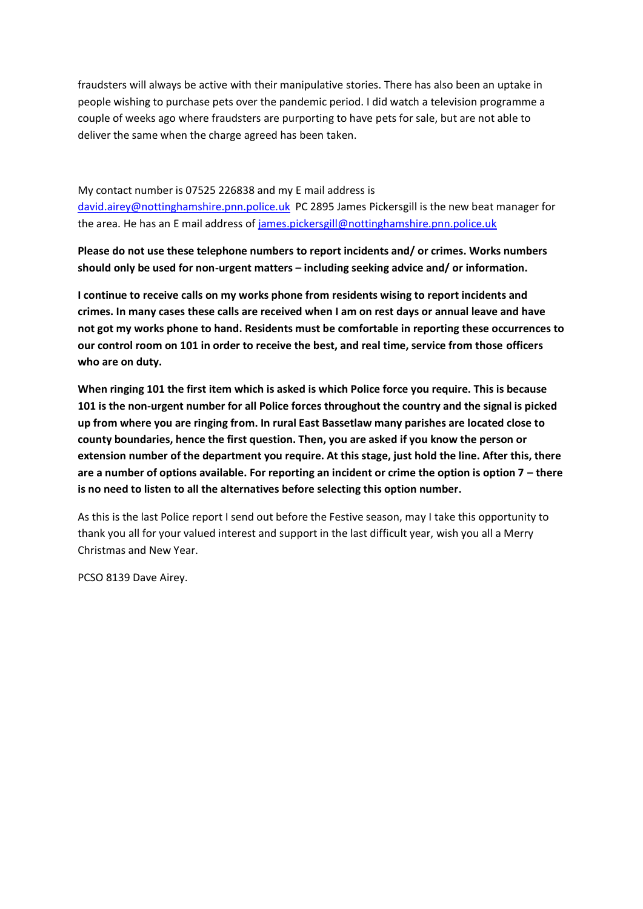fraudsters will always be active with their manipulative stories. There has also been an uptake in people wishing to purchase pets over the pandemic period. I did watch a television programme a couple of weeks ago where fraudsters are purporting to have pets for sale, but are not able to deliver the same when the charge agreed has been taken.

My contact number is 07525 226838 and my E mail address is [david.airey@nottinghamshire.pnn.police.uk](mailto:david.airey@nottinghamshire.pnn.police.uk) PC 2895 James Pickersgill is the new beat manager for the area. He has an E mail address of [james.pickersgill@nottinghamshire.pnn.police.uk](mailto:james.pickersgill@nottinghamshire.pnn.police.uk)

**Please do not use these telephone numbers to report incidents and/ or crimes. Works numbers should only be used for non-urgent matters – including seeking advice and/ or information.**

**I continue to receive calls on my works phone from residents wising to report incidents and crimes. In many cases these calls are received when I am on rest days or annual leave and have not got my works phone to hand. Residents must be comfortable in reporting these occurrences to our control room on 101 in order to receive the best, and real time, service from those officers who are on duty.**

**When ringing 101 the first item which is asked is which Police force you require. This is because 101 is the non-urgent number for all Police forces throughout the country and the signal is picked up from where you are ringing from. In rural East Bassetlaw many parishes are located close to county boundaries, hence the first question. Then, you are asked if you know the person or extension number of the department you require. At this stage, just hold the line. After this, there are a number of options available. For reporting an incident or crime the option is option 7 – there is no need to listen to all the alternatives before selecting this option number.**

As this is the last Police report I send out before the Festive season, may I take this opportunity to thank you all for your valued interest and support in the last difficult year, wish you all a Merry Christmas and New Year.

PCSO 8139 Dave Airey.